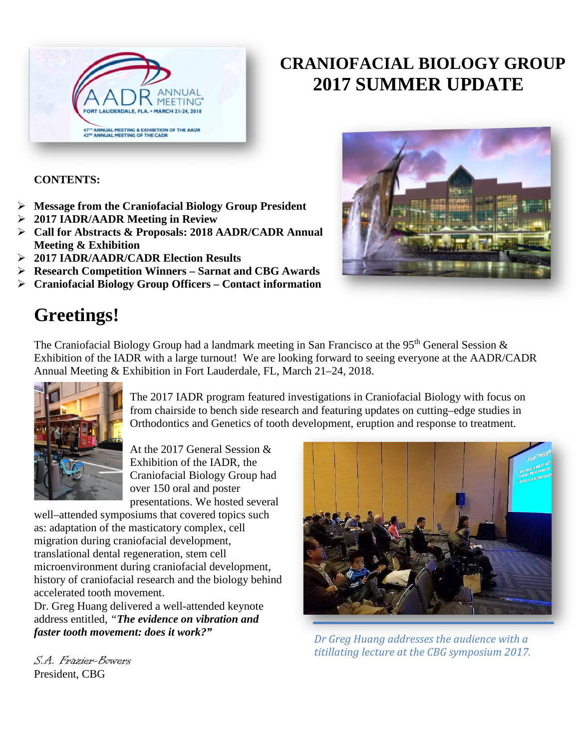# CRANIOFACIAL BIOLOGY GROUP 2017 SUMMER UPDATE

**CONTENTS:**

- **Message from the Craniofacial Biology Group President**
- **2017 IADR/AADR Meeting in Review**
- **Call for Abstracts & Proposals: 2018 AADR/CADR Annual Meeting & Exhibition**
- **2017 IADR/AADR/CADR Election Results**
- **Research Competition Winners – Sarnat and CBG Awards**
- **Craniofacial Biology Group Officers – Contact information**

# Greetings!

The Craniofacial Biology Group had a landmark meeting in San Francisco at the 95th General Session & Exhibition of the IADR with a large turnout! We are looking forward to seeing everyone at the AADR/CADR Annual Meeting & Exhibition in Fort Lauderdale, FL, March 21–24, 2018.

The 2017 IADR program featured investigations in Craniofacial Biology with focus on from chairside to bench side research and featuring updates on cutting–edge studies in Orthodontics and Genetics of tooth development, eruption and response to treatment.

At the 2017 General Session & Exhibition of the IADR, the Craniofacial Biology Group had over 150 oral and poster presentations. We hosted several well–attended symposiums that covered topics such as: adaptation of the masticatory complex, cell migration during craniofacial development, translational dental regeneration, stem cell microenvironment during craniofacial development, history of craniofacial research and the biology behind accelerated tooth movement.

Dr. Greg Huang delivered a well-attended keynote address entitled, *"**The evidence on vibration and faster tooth movement: does it work?**"*

*Dr Greg Huang addresses the audience with a titillating lecture at the CBG symposium 2017.*

*S.A. Frazier-Bowers*
President, CBG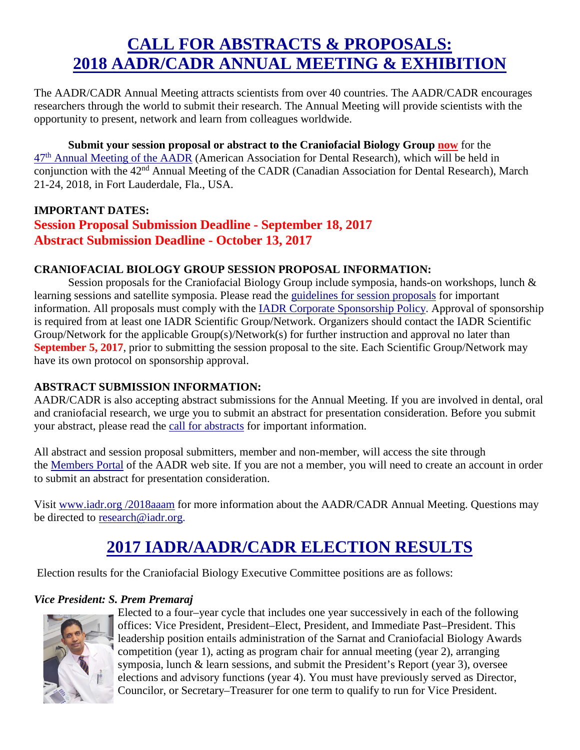# CALL FOR ABSTRACTS & PROPOSALS: 2018 AADR/CADR ANNUAL MEETING & EXHIBITION

The AADR/CADR Annual Meeting attracts scientists from over 40 countries. The AADR/CADR encourages researchers through the world to submit their research. The Annual Meeting will provide scientists with the opportunity to present, network and learn from colleagues worldwide.

**Submit your session proposal or abstract to the Craniofacial Biology Group now** for the 47th Annual Meeting of the AADR (American Association for Dental Research), which will be held in conjunction with the 42nd Annual Meeting of the CADR (Canadian Association for Dental Research), March 21-24, 2018, in Fort Lauderdale, Fla., USA.

**IMPORTANT DATES:**

**Session Proposal Submission Deadline - September 18, 2017**
**Abstract Submission Deadline - October 13, 2017**

**CRANIOFACIAL BIOLOGY GROUP SESSION PROPOSAL INFORMATION:**

Session proposals for the Craniofacial Biology Group include symposia, hands-on workshops, lunch & learning sessions and satellite symposia. Please read the guidelines for session proposals for important information. All proposals must comply with the IADR Corporate Sponsorship Policy. Approval of sponsorship is required from at least one IADR Scientific Group/Network. Organizers should contact the IADR Scientific Group/Network for the applicable Group(s)/Network(s) for further instruction and approval no later than **September 5, 2017**, prior to submitting the session proposal to the site. Each Scientific Group/Network may have its own protocol on sponsorship approval.

**ABSTRACT SUBMISSION INFORMATION:**

AADR/CADR is also accepting abstract submissions for the Annual Meeting. If you are involved in dental, oral and craniofacial research, we urge you to submit an abstract for presentation consideration. Before you submit your abstract, please read the call for abstracts for important information.

All abstract and session proposal submitters, member and non-member, will access the site through the Members Portal of the AADR web site. If you are not a member, you will need to create an account in order to submit an abstract for presentation consideration.

Visit www.iadr.org /2018aaam for more information about the AADR/CADR Annual Meeting. Questions may be directed to research@iadr.org.

# 2017 IADR/AADR/CADR ELECTION RESULTS

Election results for the Craniofacial Biology Executive Committee positions are as follows:

***Vice President: S. Prem Premaraj***

Elected to a four–year cycle that includes one year successively in each of the following offices: Vice President, President–Elect, President, and Immediate Past–President. This leadership position entails administration of the Sarnat and Craniofacial Biology Awards competition (year 1), acting as program chair for annual meeting (year 2), arranging symposia, lunch & learn sessions, and submit the President's Report (year 3), oversee elections and advisory functions (year 4). You must have previously served as Director, Councilor, or Secretary–Treasurer for one term to qualify to run for Vice President.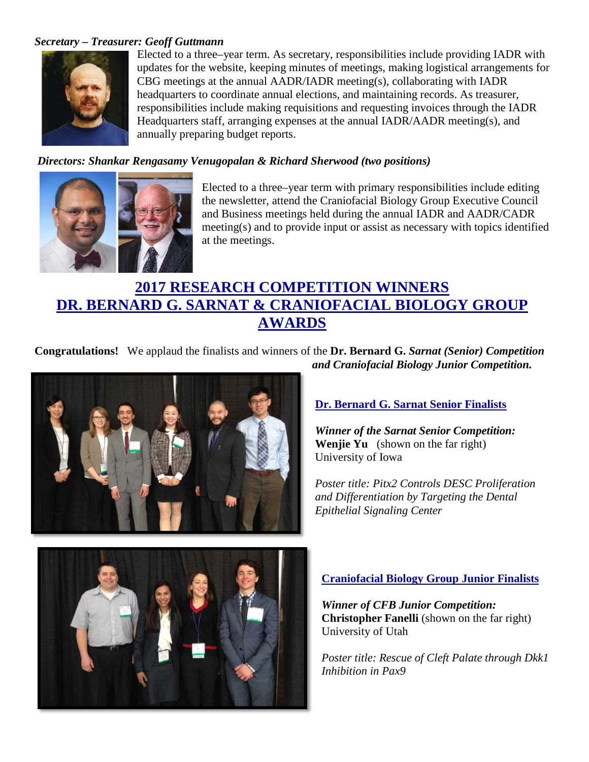***Secretary – Treasurer: Geoff Guttmann***

Elected to a three–year term. As secretary, responsibilities include providing IADR with updates for the website, keeping minutes of meetings, making logistical arrangements for CBG meetings at the annual AADR/IADR meeting(s), collaborating with IADR headquarters to coordinate annual elections, and maintaining records. As treasurer, responsibilities include making requisitions and requesting invoices through the IADR Headquarters staff, arranging expenses at the annual IADR/AADR meeting(s), and annually preparing budget reports.

***Directors: Shankar Rengasamy Venugopalan & Richard Sherwood (two positions)***

Elected to a three–year term with primary responsibilities include editing the newsletter, attend the Craniofacial Biology Group Executive Council and Business meetings held during the annual IADR and AADR/CADR meeting(s) and to provide input or assist as necessary with topics identified at the meetings.

# 2017 RESEARCH COMPETITION WINNERS DR. BERNARD G. SARNAT & CRANIOFACIAL BIOLOGY GROUP AWARDS

**Congratulations!** We applaud the finalists and winners of the **Dr. Bernard G. *Sarnat (Senior) Competition and Craniofacial Biology Junior Competition.***

## Dr. Bernard G. Sarnat Senior Finalists

***Winner of the Sarnat Senior Competition:***
**Wenjie Yu** (shown on the far right)
University of Iowa

*Poster title: Pitx2 Controls DESC Proliferation and Differentiation by Targeting the Dental Epithelial Signaling Center*

## Craniofacial Biology Group Junior Finalists

***Winner of CFB Junior Competition:***
**Christopher Fanelli** (shown on the far right)
University of Utah

*Poster title: Rescue of Cleft Palate through Dkk1 Inhibition in Pax9*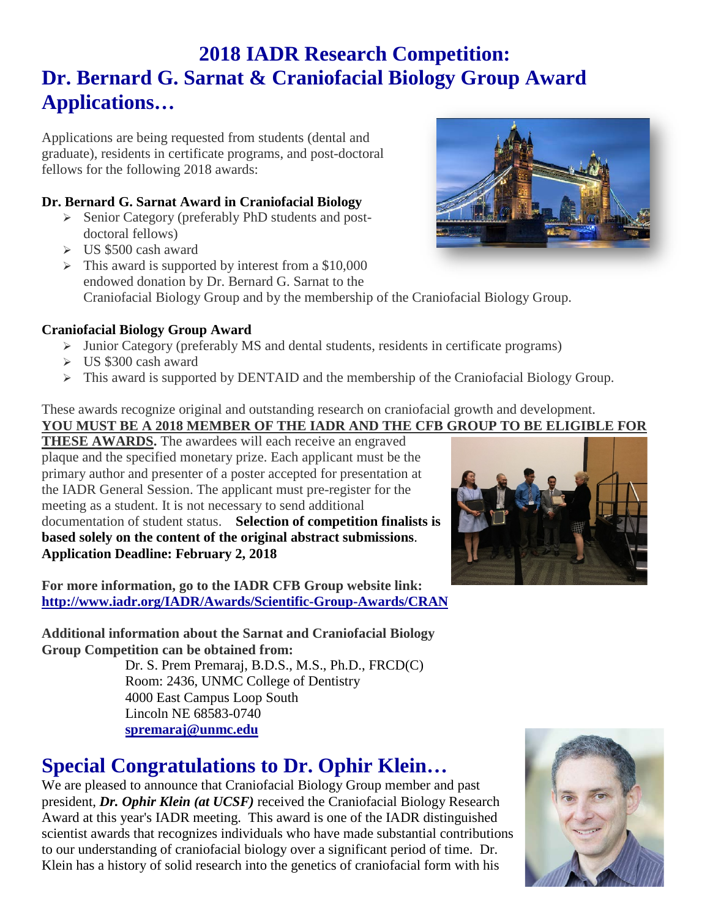# 2018 IADR Research Competition:
# Dr. Bernard G. Sarnat & Craniofacial Biology Group Award Applications…

Applications are being requested from students (dental and graduate), residents in certificate programs, and post-doctoral fellows for the following 2018 awards:

**Dr. Bernard G. Sarnat Award in Craniofacial Biology**

- Senior Category (preferably PhD students and post-doctoral fellows)
- US $500 cash award
- This award is supported by interest from a $10,000 endowed donation by Dr. Bernard G. Sarnat to the Craniofacial Biology Group and by the membership of the Craniofacial Biology Group.

**Craniofacial Biology Group Award**

- Junior Category (preferably MS and dental students, residents in certificate programs)
- US $300 cash award
- This award is supported by DENTAID and the membership of the Craniofacial Biology Group.

These awards recognize original and outstanding research on craniofacial growth and development. **YOU MUST BE A 2018 MEMBER OF THE IADR AND THE CFB GROUP TO BE ELIGIBLE FOR THESE AWARDS.** The awardees will each receive an engraved plaque and the specified monetary prize. Each applicant must be the primary author and presenter of a poster accepted for presentation at the IADR General Session. The applicant must pre-register for the meeting as a student. It is not necessary to send additional documentation of student status. **Selection of competition finalists is based solely on the content of the original abstract submissions**. **Application Deadline: February 2, 2018**

**For more information, go to the IADR CFB Group website link: http://www.iadr.org/IADR/Awards/Scientific-Group-Awards/CRAN**

**Additional information about the Sarnat and Craniofacial Biology Group Competition can be obtained from:**

Dr. S. Prem Premaraj, B.D.S., M.S., Ph.D., FRCD(C)
Room: 2436, UNMC College of Dentistry
4000 East Campus Loop South
Lincoln NE 68583-0740
**spremaraj@unmc.edu**

# Special Congratulations to Dr. Ophir Klein…

We are pleased to announce that Craniofacial Biology Group member and past president, ***Dr. Ophir Klein (at UCSF)*** received the Craniofacial Biology Research Award at this year's IADR meeting. This award is one of the IADR distinguished scientist awards that recognizes individuals who have made substantial contributions to our understanding of craniofacial biology over a significant period of time. Dr. Klein has a history of solid research into the genetics of craniofacial form with his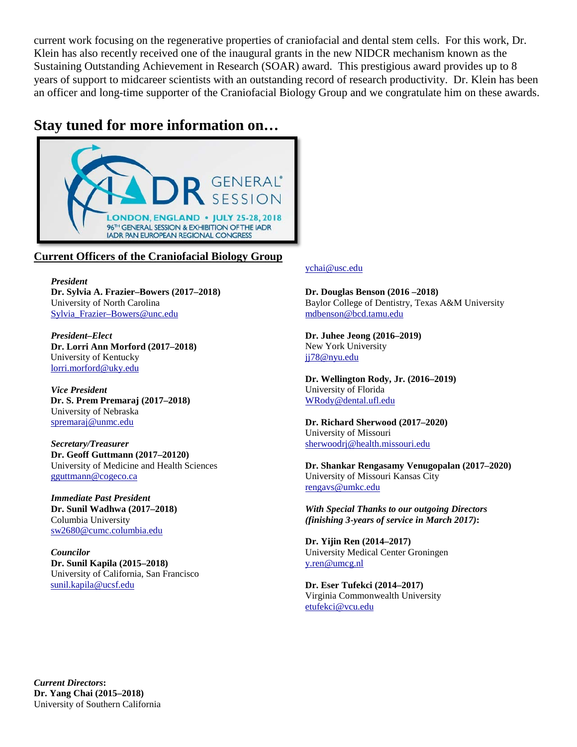current work focusing on the regenerative properties of craniofacial and dental stem cells. For this work, Dr. Klein has also recently received one of the inaugural grants in the new NIDCR mechanism known as the Sustaining Outstanding Achievement in Research (SOAR) award. This prestigious award provides up to 8 years of support to midcareer scientists with an outstanding record of research productivity. Dr. Klein has been an officer and long-time supporter of the Craniofacial Biology Group and we congratulate him on these awards.

## Stay tuned for more information on…

IADR GENERAL® SESSION
LONDON, ENGLAND • JULY 25-28, 2018
96TH GENERAL SESSION & EXHIBITION OF THE IADR
IADR PAN EUROPEAN REGIONAL CONGRESS

### Current Officers of the Craniofacial Biology Group

*President*
**Dr. Sylvia A. Frazier–Bowers (2017–2018)**
University of North Carolina
Sylvia_Frazier–Bowers@unc.edu

*President–Elect*
**Dr. Lorri Ann Morford (2017–2018)**
University of Kentucky
lorri.morford@uky.edu

*Vice President*
**Dr. S. Prem Premaraj (2017–2018)**
University of Nebraska
spremaraj@unmc.edu

*Secretary/Treasurer*
**Dr. Geoff Guttmann (2017–20120)**
University of Medicine and Health Sciences
gguttmann@cogeco.ca

*Immediate Past President*
**Dr. Sunil Wadhwa (2017–2018)**
Columbia University
sw2680@cumc.columbia.edu

*Councilor*
**Dr. Sunil Kapila (2015–2018)**
University of California, San Francisco
sunil.kapila@ucsf.edu

***Current Directors*:**
**Dr. Yang Chai (2015–2018)**
University of Southern California
ychai@usc.edu

**Dr. Douglas Benson (2016 –2018)**
Baylor College of Dentistry, Texas A&M University
mdbenson@bcd.tamu.edu

**Dr. Juhee Jeong (2016–2019)**
New York University
jj78@nyu.edu

**Dr. Wellington Rody, Jr. (2016–2019)**
University of Florida
WRody@dental.ufl.edu

**Dr. Richard Sherwood (2017–2020)**
University of Missouri
sherwoodrj@health.missouri.edu

**Dr. Shankar Rengasamy Venugopalan (2017–2020)**
University of Missouri Kansas City
rengavs@umkc.edu

***With Special Thanks to our outgoing Directors (finishing 3-years of service in March 2017)*:**

**Dr. Yijin Ren (2014–2017)**
University Medical Center Groningen
y.ren@umcg.nl

**Dr. Eser Tufekci (2014–2017)**
Virginia Commonwealth University
etufekci@vcu.edu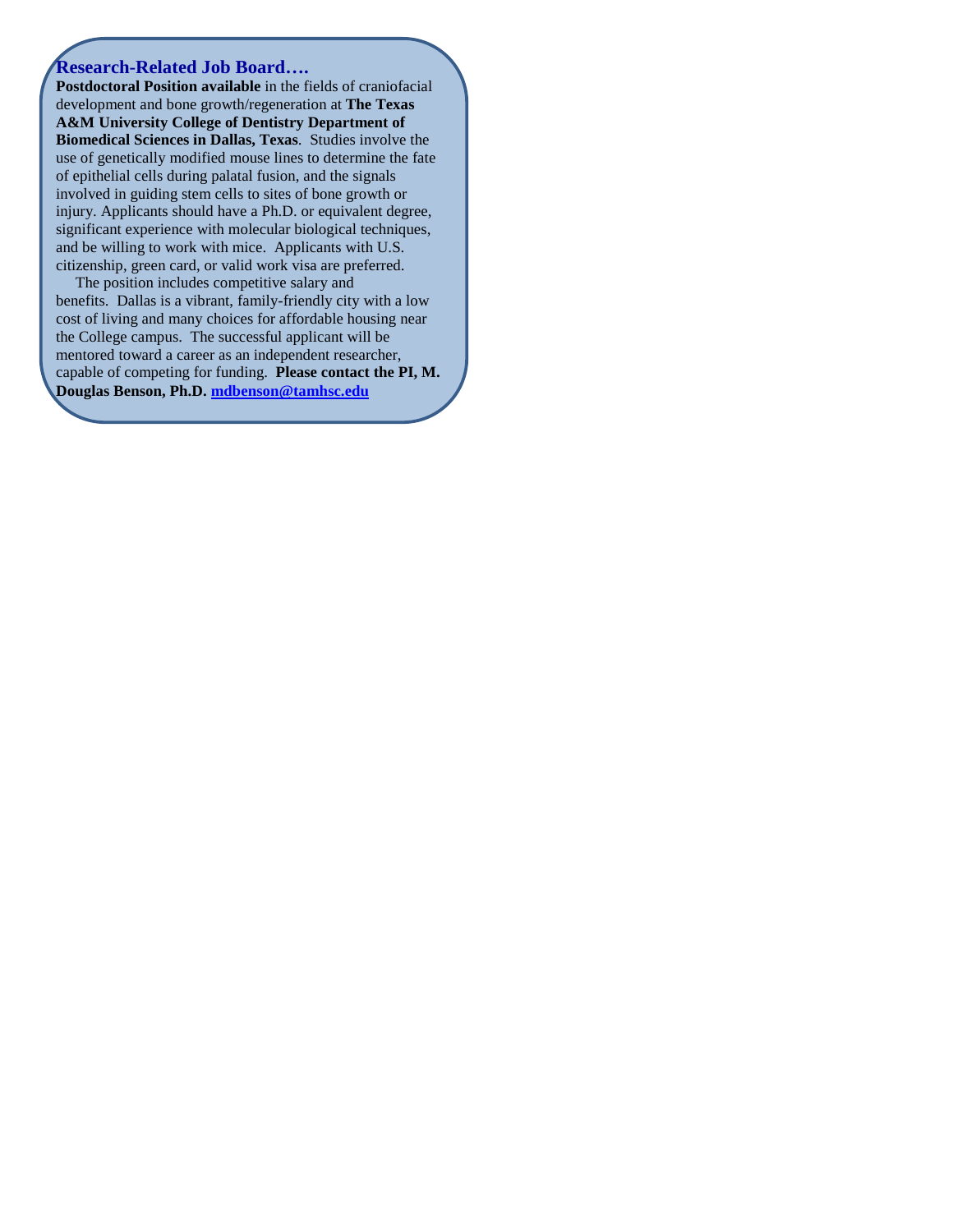## Research-Related Job Board….

**Postdoctoral Position available** in the fields of craniofacial development and bone growth/regeneration at **The Texas A&M University College of Dentistry Department of Biomedical Sciences in Dallas, Texas**. Studies involve the use of genetically modified mouse lines to determine the fate of epithelial cells during palatal fusion, and the signals involved in guiding stem cells to sites of bone growth or injury. Applicants should have a Ph.D. or equivalent degree, significant experience with molecular biological techniques, and be willing to work with mice. Applicants with U.S. citizenship, green card, or valid work visa are preferred.

The position includes competitive salary and benefits. Dallas is a vibrant, family-friendly city with a low cost of living and many choices for affordable housing near the College campus. The successful applicant will be mentored toward a career as an independent researcher, capable of competing for funding. **Please contact the PI, M. Douglas Benson, Ph.D. [mdbenson@tamhsc.edu](mailto:mdbenson@tamhsc.edu)**